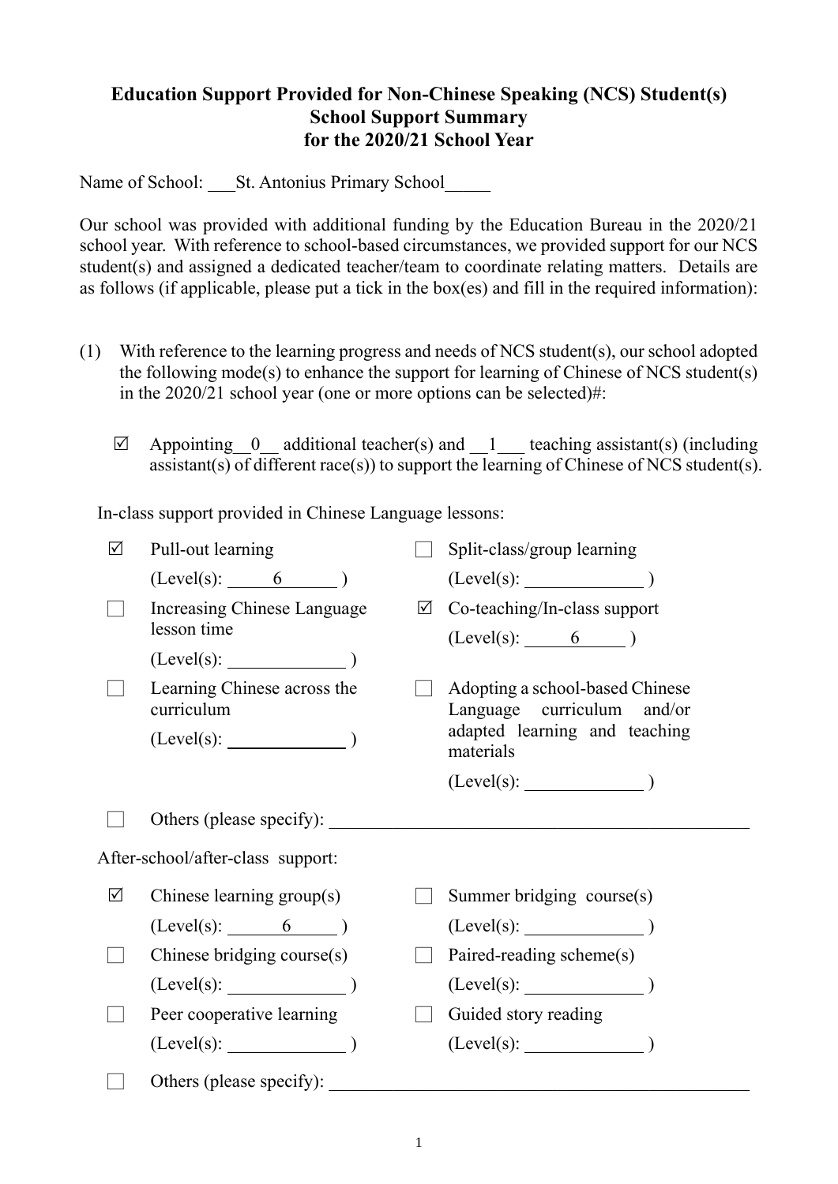**Education Support Provided for Non-Chinese Speaking (NCS) Student(s)**
**School Support Summary**
**for the 2020/21 School Year**

Name of School: \_\_\_St. Antonius Primary School\_\_\_\_\_

Our school was provided with additional funding by the Education Bureau in the 2020/21 school year. With reference to school-based circumstances, we provided support for our NCS student(s) and assigned a dedicated teacher/team to coordinate relating matters. Details are as follows (if applicable, please put a tick in the box(es) and fill in the required information):

(1) With reference to the learning progress and needs of NCS student(s), our school adopted the following mode(s) to enhance the support for learning of Chinese of NCS student(s) in the 2020/21 school year (one or more options can be selected)#:

☑ Appointing\_\_0\_\_ additional teacher(s) and \_\_1\_\_\_ teaching assistant(s) (including assistant(s) of different race(s)) to support the learning of Chinese of NCS student(s).

In-class support provided in Chinese Language lessons:

- ☑ Pull-out learning (Level(s): 6 )
- ☐ Split-class/group learning (Level(s): \_\_\_\_\_\_\_\_ )
- ☐ Increasing Chinese Language lesson time (Level(s): \_\_\_\_\_\_\_\_ )
- ☑ Co-teaching/In-class support (Level(s): 6 )
- ☐ Learning Chinese across the curriculum (Level(s): \_\_\_\_\_\_\_\_ )
- ☐ Adopting a school-based Chinese Language curriculum and/or adapted learning and teaching materials (Level(s): \_\_\_\_\_\_\_\_ )
- ☐ Others (please specify): \_\_\_\_\_\_\_\_\_\_\_\_\_\_\_\_

After-school/after-class support:

- ☑ Chinese learning group(s) (Level(s): 6 )
- ☐ Summer bridging course(s) (Level(s): \_\_\_\_\_\_\_\_ )
- ☐ Chinese bridging course(s) (Level(s): \_\_\_\_\_\_\_\_ )
- ☐ Paired-reading scheme(s) (Level(s): \_\_\_\_\_\_\_\_ )
- ☐ Peer cooperative learning (Level(s): \_\_\_\_\_\_\_\_ )
- ☐ Guided story reading (Level(s): \_\_\_\_\_\_\_\_ )
- ☐ Others (please specify): \_\_\_\_\_\_\_\_\_\_\_\_\_\_\_\_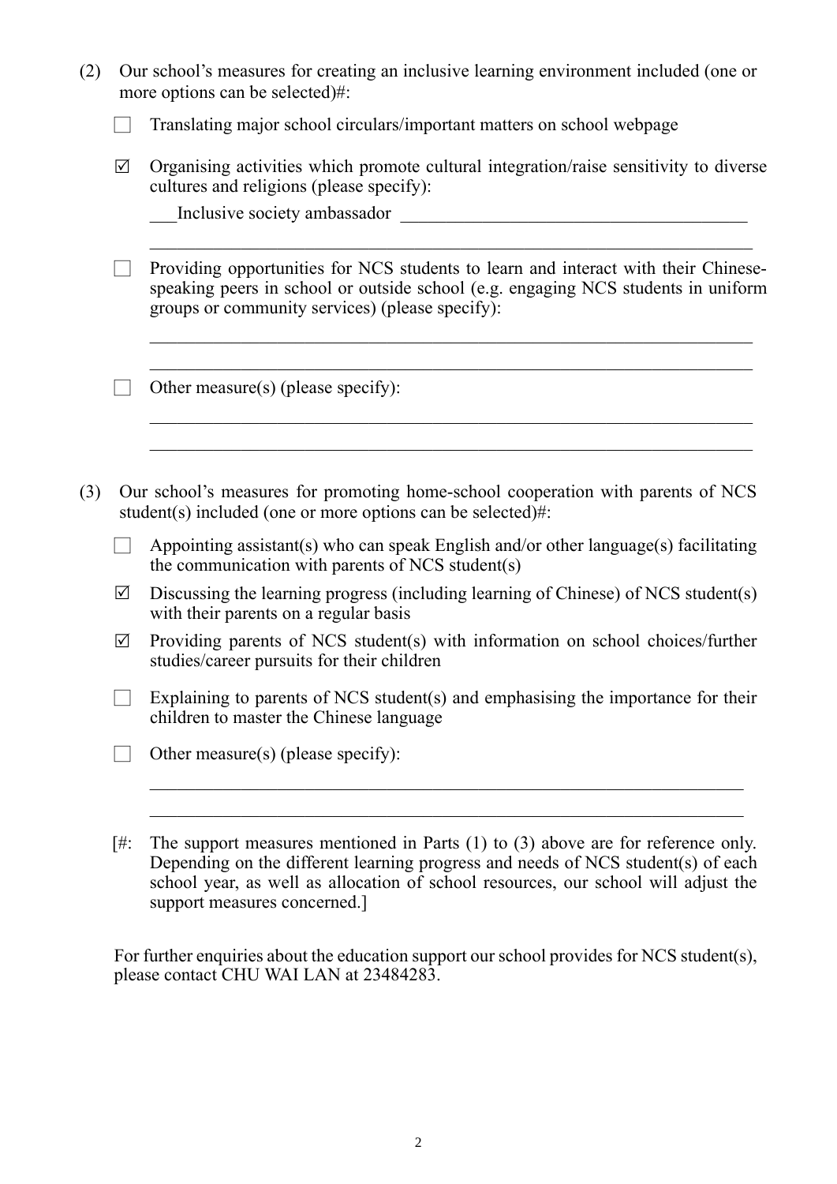(2) Our school's measures for creating an inclusive learning environment included (one or more options can be selected)#:

- ☐ Translating major school circulars/important matters on school webpage
- ☑ Organising activities which promote cultural integration/raise sensitivity to diverse cultures and religions (please specify):

  ___Inclusive society ambassador ______________________________________

  ______________________________________________________________________
- ☐ Providing opportunities for NCS students to learn and interact with their Chinese-speaking peers in school or outside school (e.g. engaging NCS students in uniform groups or community services) (please specify):

  ______________________________________________________________________

  ______________________________________________________________________
- ☐ Other measure(s) (please specify):

  ______________________________________________________________________

  ______________________________________________________________________

(3) Our school's measures for promoting home-school cooperation with parents of NCS student(s) included (one or more options can be selected)#:

- ☐ Appointing assistant(s) who can speak English and/or other language(s) facilitating the communication with parents of NCS student(s)
- ☑ Discussing the learning progress (including learning of Chinese) of NCS student(s) with their parents on a regular basis
- ☑ Providing parents of NCS student(s) with information on school choices/further studies/career pursuits for their children
- ☐ Explaining to parents of NCS student(s) and emphasising the importance for their children to master the Chinese language
- ☐ Other measure(s) (please specify):

  ______________________________________________________________________

  ______________________________________________________________________

[#: The support measures mentioned in Parts (1) to (3) above are for reference only. Depending on the different learning progress and needs of NCS student(s) of each school year, as well as allocation of school resources, our school will adjust the support measures concerned.]

For further enquiries about the education support our school provides for NCS student(s), please contact CHU WAI LAN at 23484283.